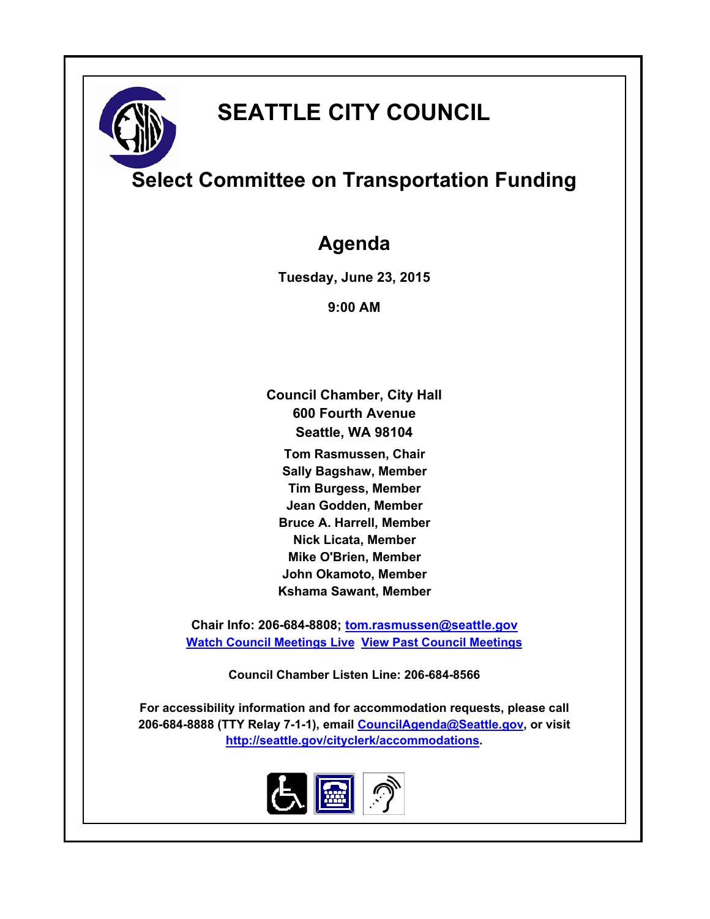# SEATTLE CITY COUNCIL

## Select Committee on Transportation Funding

## Agenda

**Tuesday, June 23, 2015**

**9:00 AM**

**Council Chamber, City Hall**
**600 Fourth Avenue**
**Seattle, WA 98104**

**Tom Rasmussen, Chair**
**Sally Bagshaw, Member**
**Tim Burgess, Member**
**Jean Godden, Member**
**Bruce A. Harrell, Member**
**Nick Licata, Member**
**Mike O'Brien, Member**
**John Okamoto, Member**
**Kshama Sawant, Member**

**Chair Info: 206-684-8808; [tom.rasmussen@seattle.gov](mailto:tom.rasmussen@seattle.gov)**
**Watch Council Meetings Live  View Past Council Meetings**

**Council Chamber Listen Line: 206-684-8566**

**For accessibility information and for accommodation requests, please call 206-684-8888 (TTY Relay 7-1-1), email [CouncilAgenda@Seattle.gov](mailto:CouncilAgenda@Seattle.gov), or visit [http://seattle.gov/cityclerk/accommodations](http://seattle.gov/cityclerk/accommodations).**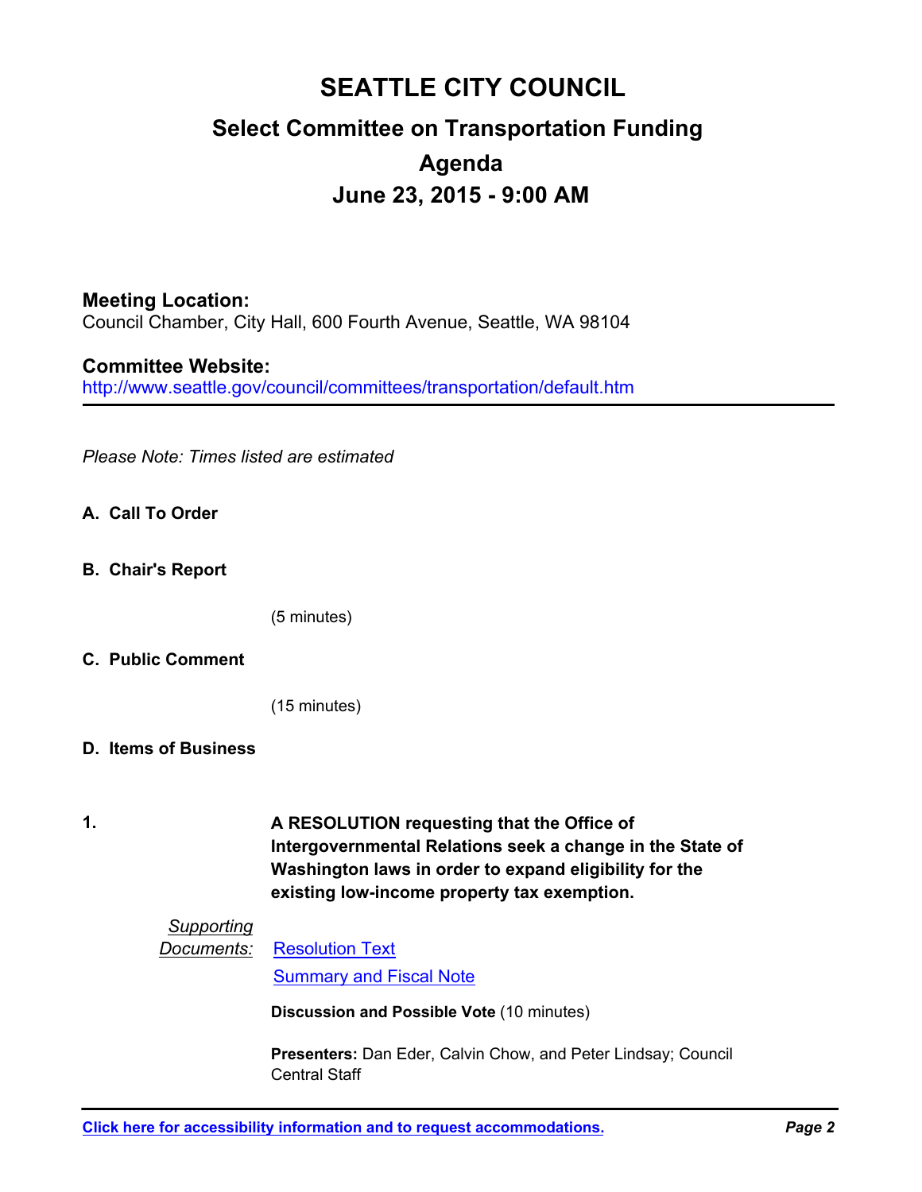# SEATTLE CITY COUNCIL

## Select Committee on Transportation Funding

## Agenda

## June 23, 2015 - 9:00 AM

**Meeting Location:**
Council Chamber, City Hall, 600 Fourth Avenue, Seattle, WA 98104

**Committee Website:**
http://www.seattle.gov/council/committees/transportation/default.htm

---

*Please Note: Times listed are estimated*

**A. Call To Order**

**B. Chair's Report**

(5 minutes)

**C. Public Comment**

(15 minutes)

**D. Items of Business**

**1.** **A RESOLUTION requesting that the Office of Intergovernmental Relations seek a change in the State of Washington laws in order to expand eligibility for the existing low-income property tax exemption.**

*Supporting Documents:* Resolution Text
Summary and Fiscal Note

**Discussion and Possible Vote** (10 minutes)

**Presenters:** Dan Eder, Calvin Chow, and Peter Lindsay; Council Central Staff

**Click here for accessibility information and to request accommodations.**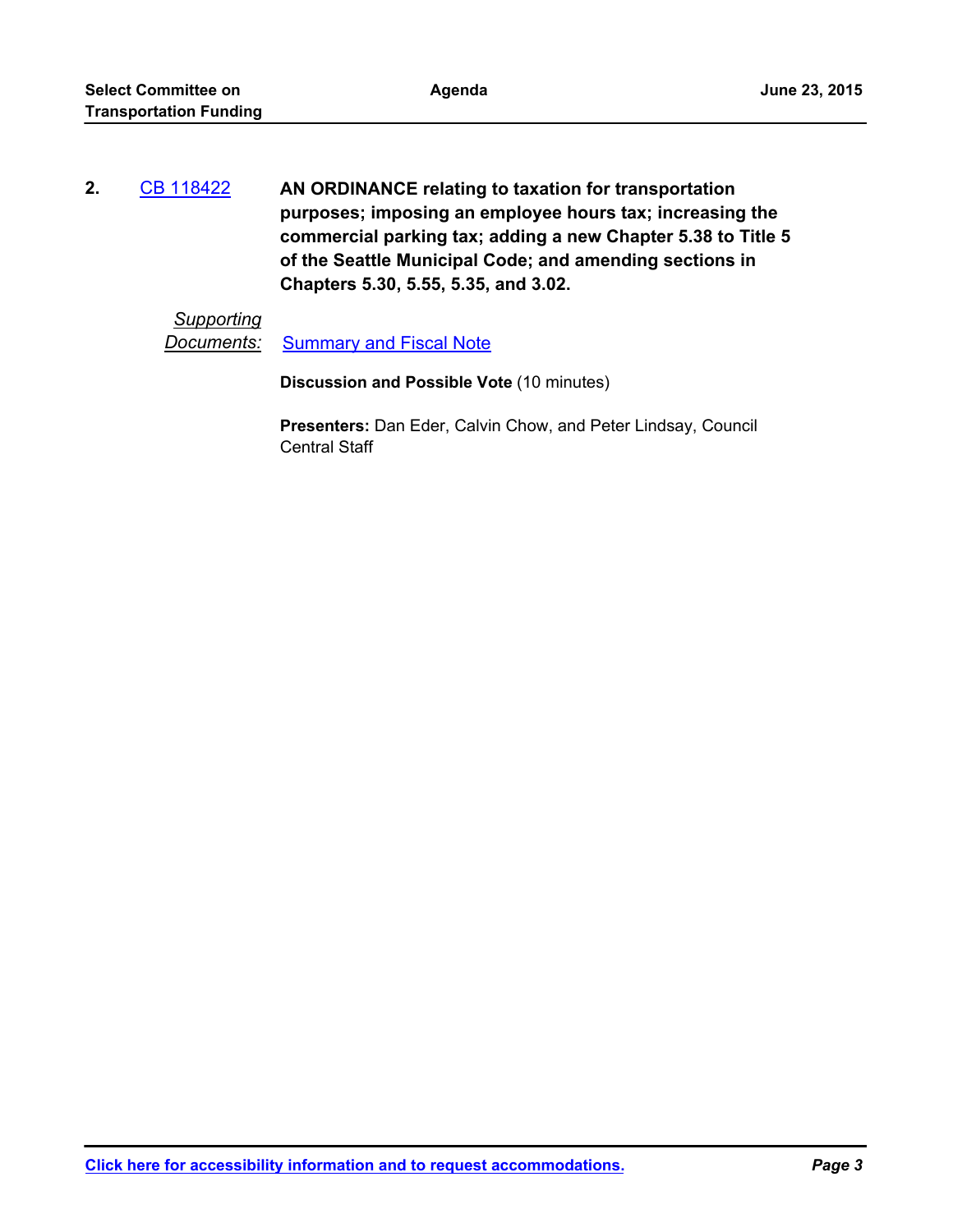**2.** CB 118422 **AN ORDINANCE relating to taxation for transportation purposes; imposing an employee hours tax; increasing the commercial parking tax; adding a new Chapter 5.38 to Title 5 of the Seattle Municipal Code; and amending sections in Chapters 5.30, 5.55, 5.35, and 3.02.**

*Supporting Documents:* Summary and Fiscal Note

**Discussion and Possible Vote** (10 minutes)

**Presenters:** Dan Eder, Calvin Chow, and Peter Lindsay, Council Central Staff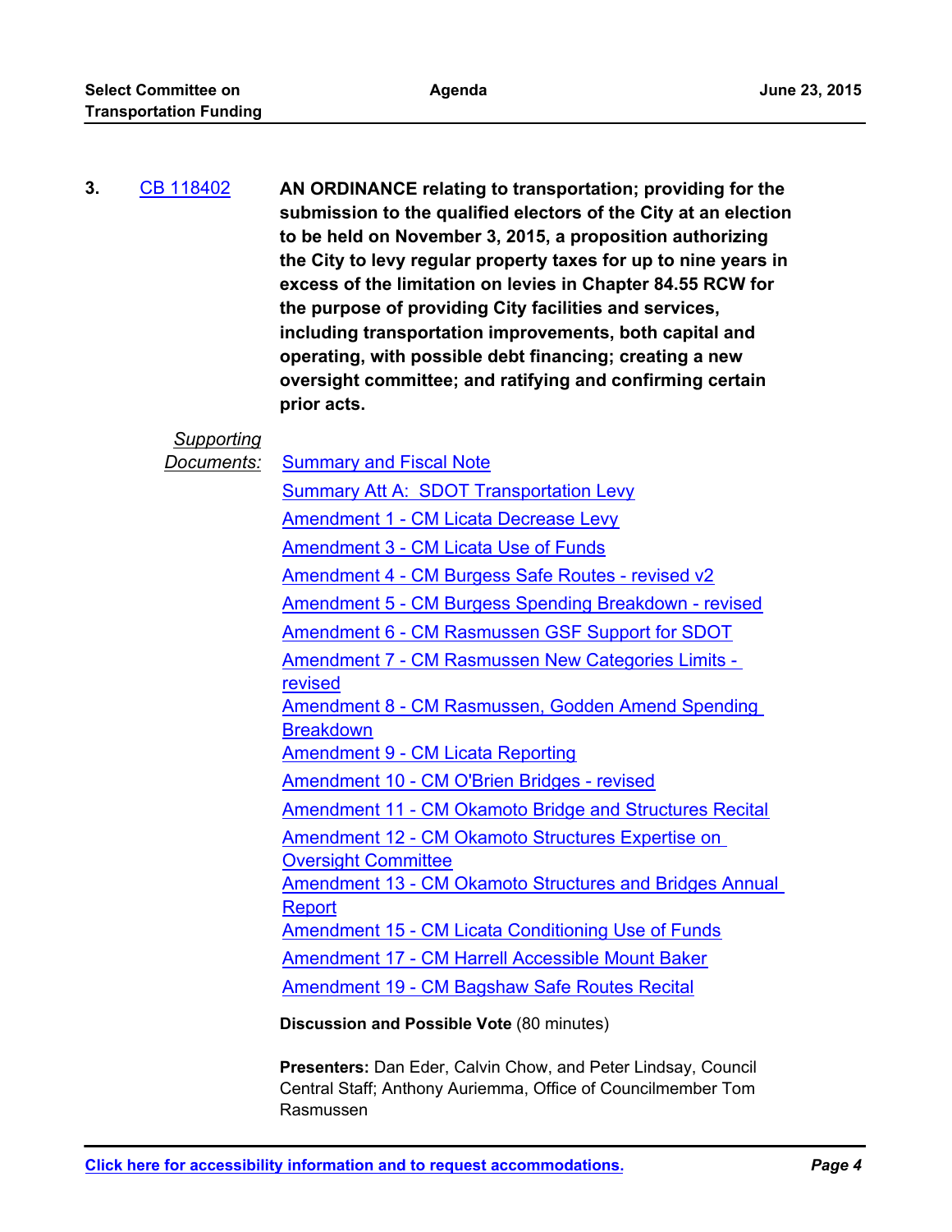**3.** CB 118402 **AN ORDINANCE relating to transportation; providing for the submission to the qualified electors of the City at an election to be held on November 3, 2015, a proposition authorizing the City to levy regular property taxes for up to nine years in excess of the limitation on levies in Chapter 84.55 RCW for the purpose of providing City facilities and services, including transportation improvements, both capital and operating, with possible debt financing; creating a new oversight committee; and ratifying and confirming certain prior acts.**

*Supporting Documents:*

- Summary and Fiscal Note
- Summary Att A: SDOT Transportation Levy
- Amendment 1 - CM Licata Decrease Levy
- Amendment 3 - CM Licata Use of Funds
- Amendment 4 - CM Burgess Safe Routes - revised v2
- Amendment 5 - CM Burgess Spending Breakdown - revised
- Amendment 6 - CM Rasmussen GSF Support for SDOT
- Amendment 7 - CM Rasmussen New Categories Limits - revised
- Amendment 8 - CM Rasmussen, Godden Amend Spending Breakdown
- Amendment 9 - CM Licata Reporting
- Amendment 10 - CM O'Brien Bridges - revised
- Amendment 11 - CM Okamoto Bridge and Structures Recital
- Amendment 12 - CM Okamoto Structures Expertise on Oversight Committee
- Amendment 13 - CM Okamoto Structures and Bridges Annual Report
- Amendment 15 - CM Licata Conditioning Use of Funds
- Amendment 17 - CM Harrell Accessible Mount Baker
- Amendment 19 - CM Bagshaw Safe Routes Recital

**Discussion and Possible Vote** (80 minutes)

**Presenters:** Dan Eder, Calvin Chow, and Peter Lindsay, Council Central Staff; Anthony Auriemma, Office of Councilmember Tom Rasmussen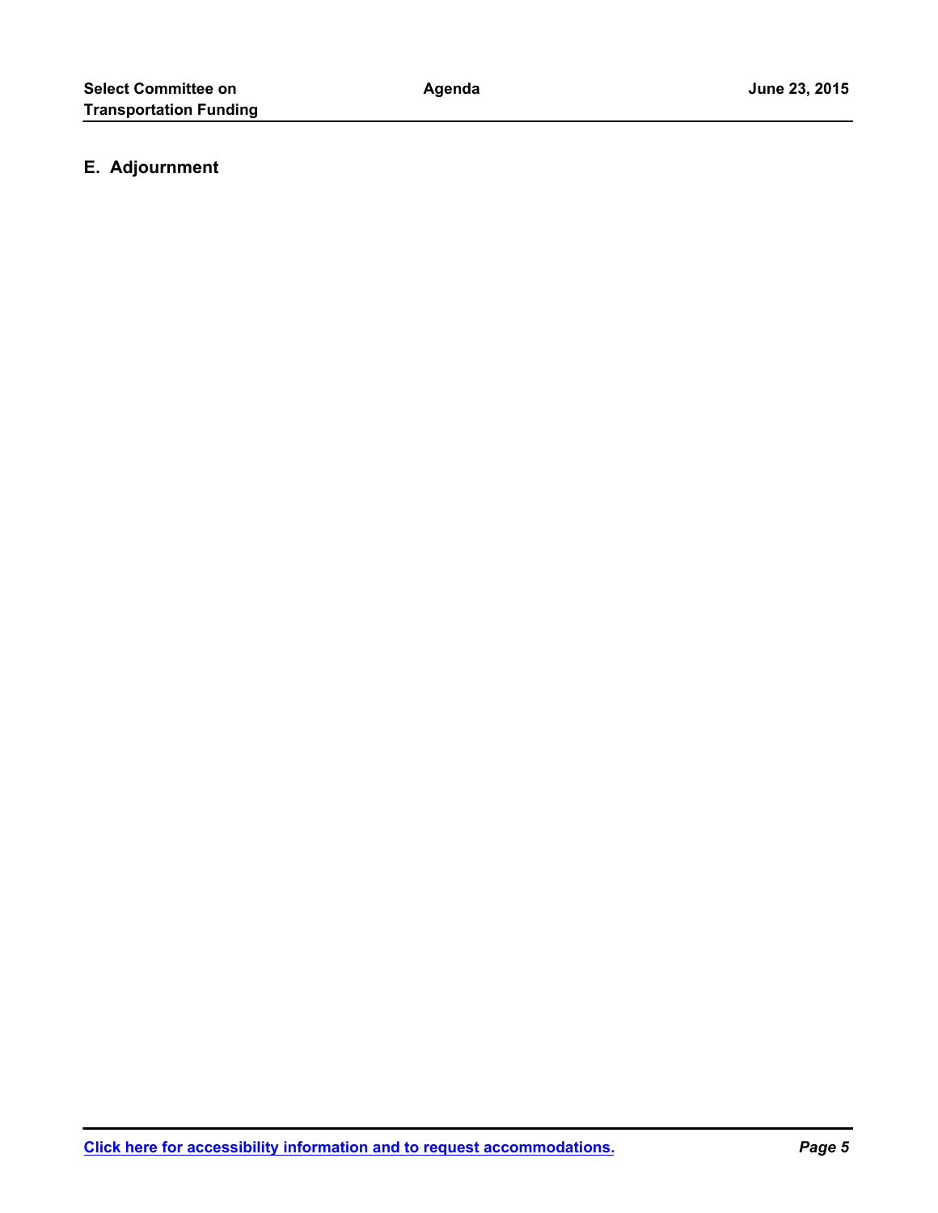## E. Adjournment